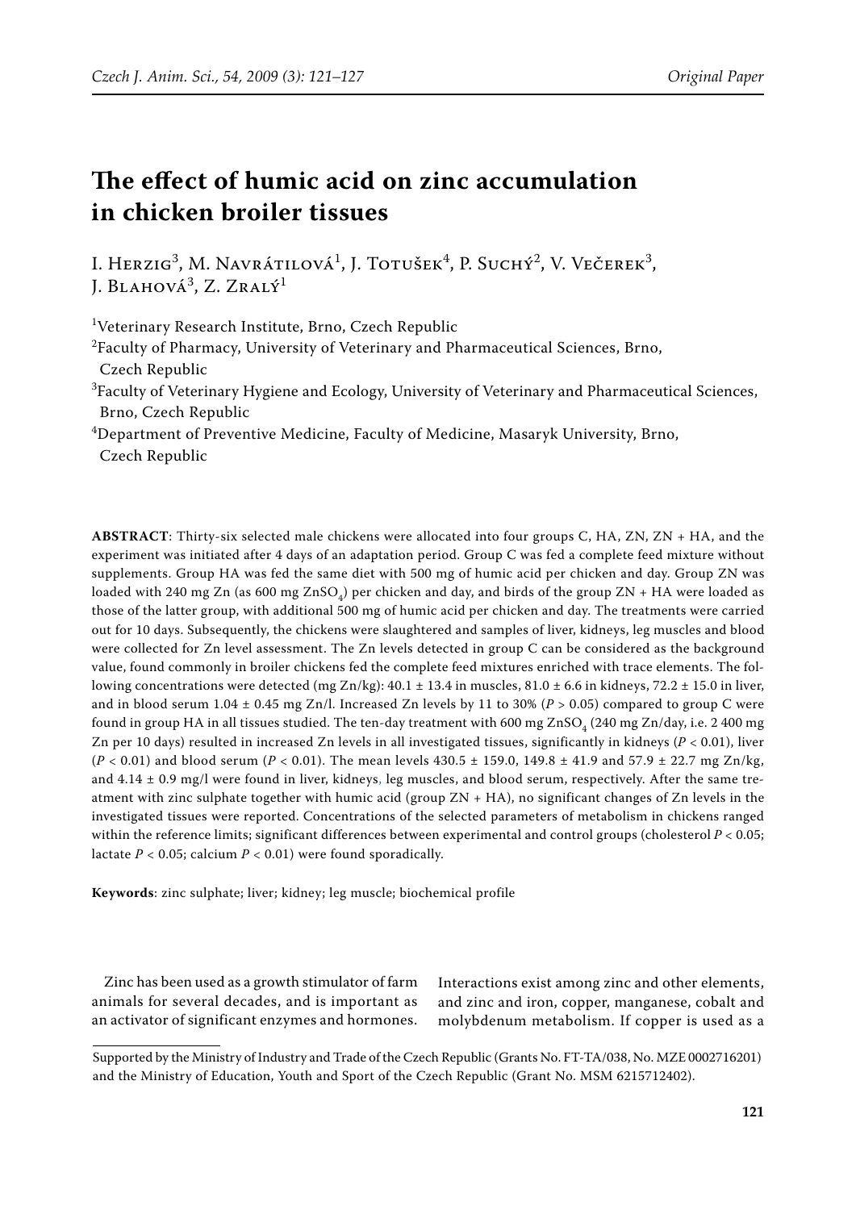# The effect of humic acid on zinc accumulation in chicken broiler tissues

I. Herzig[3], M. Navrátilová[1], J. Totušek[4], P. Suchý[2], V. Večerek[3], J. Blahová[3], Z. Zralý[1]

[1]Veterinary Research Institute, Brno, Czech Republic

[2]Faculty of Pharmacy, University of Veterinary and Pharmaceutical Sciences, Brno, Czech Republic

[3]Faculty of Veterinary Hygiene and Ecology, University of Veterinary and Pharmaceutical Sciences, Brno, Czech Republic

[4]Department of Preventive Medicine, Faculty of Medicine, Masaryk University, Brno, Czech Republic

**ABSTRACT**: Thirty-six selected male chickens were allocated into four groups C, HA, ZN, ZN + HA, and the experiment was initiated after 4 days of an adaptation period. Group C was fed a complete feed mixture without supplements. Group HA was fed the same diet with 500 mg of humic acid per chicken and day. Group ZN was loaded with 240 mg Zn (as 600 mg $ZnSO_4$) per chicken and day, and birds of the group ZN + HA were loaded as those of the latter group, with additional 500 mg of humic acid per chicken and day. The treatments were carried out for 10 days. Subsequently, the chickens were slaughtered and samples of liver, kidneys, leg muscles and blood were collected for Zn level assessment. The Zn levels detected in group C can be considered as the background value, found commonly in broiler chickens fed the complete feed mixtures enriched with trace elements. The following concentrations were detected (mg Zn/kg): 40.1 ± 13.4 in muscles, 81.0 ± 6.6 in kidneys, 72.2 ± 15.0 in liver, and in blood serum 1.04 ± 0.45 mg Zn/l. Increased Zn levels by 11 to 30% ($P > 0.05$) compared to group C were found in group HA in all tissues studied. The ten-day treatment with 600 mg $ZnSO_4$ (240 mg Zn/day, i.e. 2 400 mg Zn per 10 days) resulted in increased Zn levels in all investigated tissues, significantly in kidneys ($P < 0.01$), liver ($P < 0.01$) and blood serum ($P < 0.01$). The mean levels 430.5 ± 159.0, 149.8 ± 41.9 and 57.9 ± 22.7 mg Zn/kg, and 4.14 ± 0.9 mg/l were found in liver, kidneys, leg muscles, and blood serum, respectively. After the same treatment with zinc sulphate together with humic acid (group ZN + HA), no significant changes of Zn levels in the investigated tissues were reported. Concentrations of the selected parameters of metabolism in chickens ranged within the reference limits; significant differences between experimental and control groups (cholesterol $P < 0.05$; lactate $P < 0.05$; calcium $P < 0.01$) were found sporadically.

**Keywords**: zinc sulphate; liver; kidney; leg muscle; biochemical profile

Zinc has been used as a growth stimulator of farm animals for several decades, and is important as an activator of significant enzymes and hormones. Interactions exist among zinc and other elements, and zinc and iron, copper, manganese, cobalt and molybdenum metabolism. If copper is used as a

Supported by the Ministry of Industry and Trade of the Czech Republic (Grants No. FT-TA/038, No. MZE 0002716201) and the Ministry of Education, Youth and Sport of the Czech Republic (Grant No. MSM 6215712402).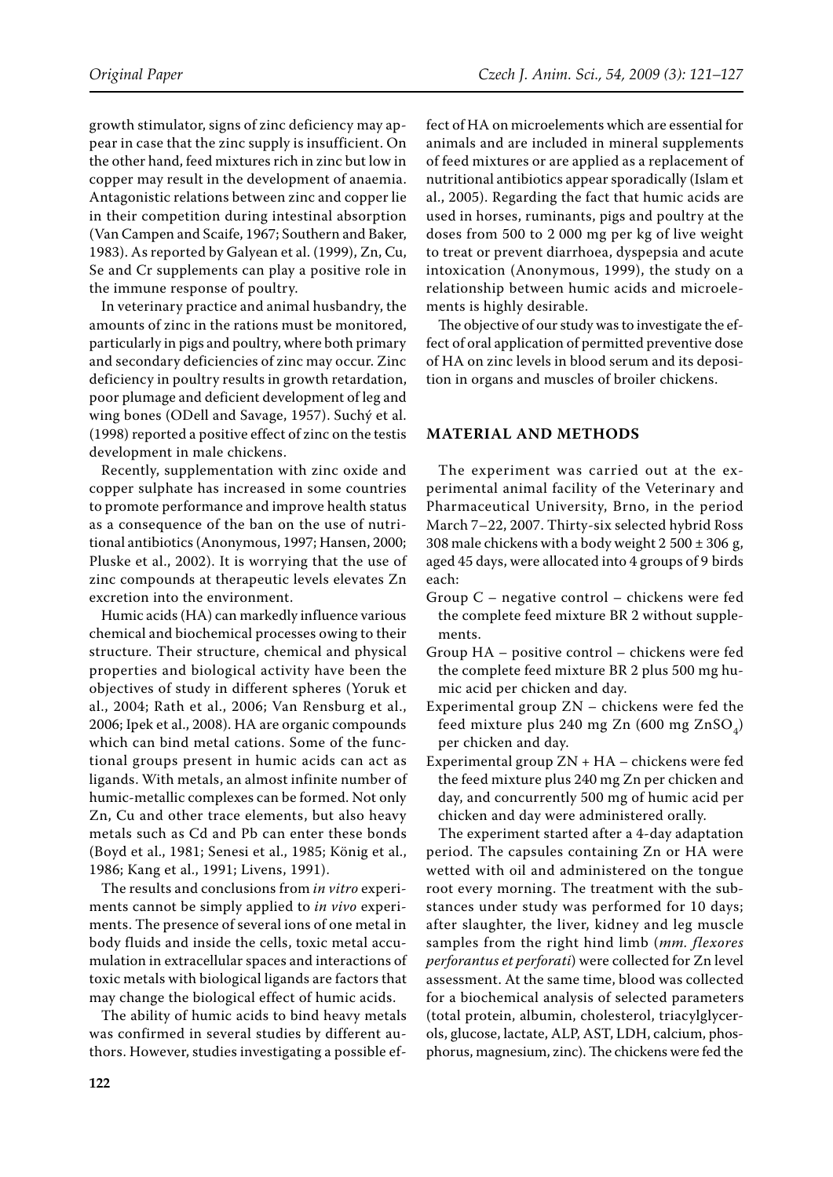growth stimulator, signs of zinc deficiency may appear in case that the zinc supply is insufficient. On the other hand, feed mixtures rich in zinc but low in copper may result in the development of anaemia. Antagonistic relations between zinc and copper lie in their competition during intestinal absorption (Van Campen and Scaife, 1967; Southern and Baker, 1983). As reported by Galyean et al. (1999), Zn, Cu, Se and Cr supplements can play a positive role in the immune response of poultry.

In veterinary practice and animal husbandry, the amounts of zinc in the rations must be monitored, particularly in pigs and poultry, where both primary and secondary deficiencies of zinc may occur. Zinc deficiency in poultry results in growth retardation, poor plumage and deficient development of leg and wing bones (ODell and Savage, 1957). Suchý et al. (1998) reported a positive effect of zinc on the testis development in male chickens.

Recently, supplementation with zinc oxide and copper sulphate has increased in some countries to promote performance and improve health status as a consequence of the ban on the use of nutritional antibiotics (Anonymous, 1997; Hansen, 2000; Pluske et al., 2002). It is worrying that the use of zinc compounds at therapeutic levels elevates Zn excretion into the environment.

Humic acids (HA) can markedly influence various chemical and biochemical processes owing to their structure. Their structure, chemical and physical properties and biological activity have been the objectives of study in different spheres (Yoruk et al., 2004; Rath et al., 2006; Van Rensburg et al., 2006; Ipek et al., 2008). HA are organic compounds which can bind metal cations. Some of the functional groups present in humic acids can act as ligands. With metals, an almost infinite number of humic-metallic complexes can be formed. Not only Zn, Cu and other trace elements, but also heavy metals such as Cd and Pb can enter these bonds (Boyd et al., 1981; Senesi et al., 1985; König et al., 1986; Kang et al., 1991; Livens, 1991).

The results and conclusions from *in vitro* experiments cannot be simply applied to *in vivo* experiments. The presence of several ions of one metal in body fluids and inside the cells, toxic metal accumulation in extracellular spaces and interactions of toxic metals with biological ligands are factors that may change the biological effect of humic acids.

The ability of humic acids to bind heavy metals was confirmed in several studies by different authors. However, studies investigating a possible effect of HA on microelements which are essential for animals and are included in mineral supplements of feed mixtures or are applied as a replacement of nutritional antibiotics appear sporadically (Islam et al., 2005). Regarding the fact that humic acids are used in horses, ruminants, pigs and poultry at the doses from 500 to 2 000 mg per kg of live weight to treat or prevent diarrhoea, dyspepsia and acute intoxication (Anonymous, 1999), the study on a relationship between humic acids and microelements is highly desirable.

The objective of our study was to investigate the effect of oral application of permitted preventive dose of HA on zinc levels in blood serum and its deposition in organs and muscles of broiler chickens.

## MATERIAL AND METHODS

The experiment was carried out at the experimental animal facility of the Veterinary and Pharmaceutical University, Brno, in the period March 7–22, 2007. Thirty-six selected hybrid Ross 308 male chickens with a body weight 2 500 ± 306 g, aged 45 days, were allocated into 4 groups of 9 birds each:

- Group C – negative control – chickens were fed the complete feed mixture BR 2 without supplements.
- Group HA – positive control – chickens were fed the complete feed mixture BR 2 plus 500 mg humic acid per chicken and day.
- Experimental group ZN – chickens were fed the feed mixture plus 240 mg Zn (600 mg $ZnSO_4$) per chicken and day.
- Experimental group ZN + HA – chickens were fed the feed mixture plus 240 mg Zn per chicken and day, and concurrently 500 mg of humic acid per chicken and day were administered orally.

The experiment started after a 4-day adaptation period. The capsules containing Zn or HA were wetted with oil and administered on the tongue root every morning. The treatment with the substances under study was performed for 10 days; after slaughter, the liver, kidney and leg muscle samples from the right hind limb (*mm. flexores perforantus et perforati*) were collected for Zn level assessment. At the same time, blood was collected for a biochemical analysis of selected parameters (total protein, albumin, cholesterol, triacylglycerols, glucose, lactate, ALP, AST, LDH, calcium, phosphorus, magnesium, zinc). The chickens were fed the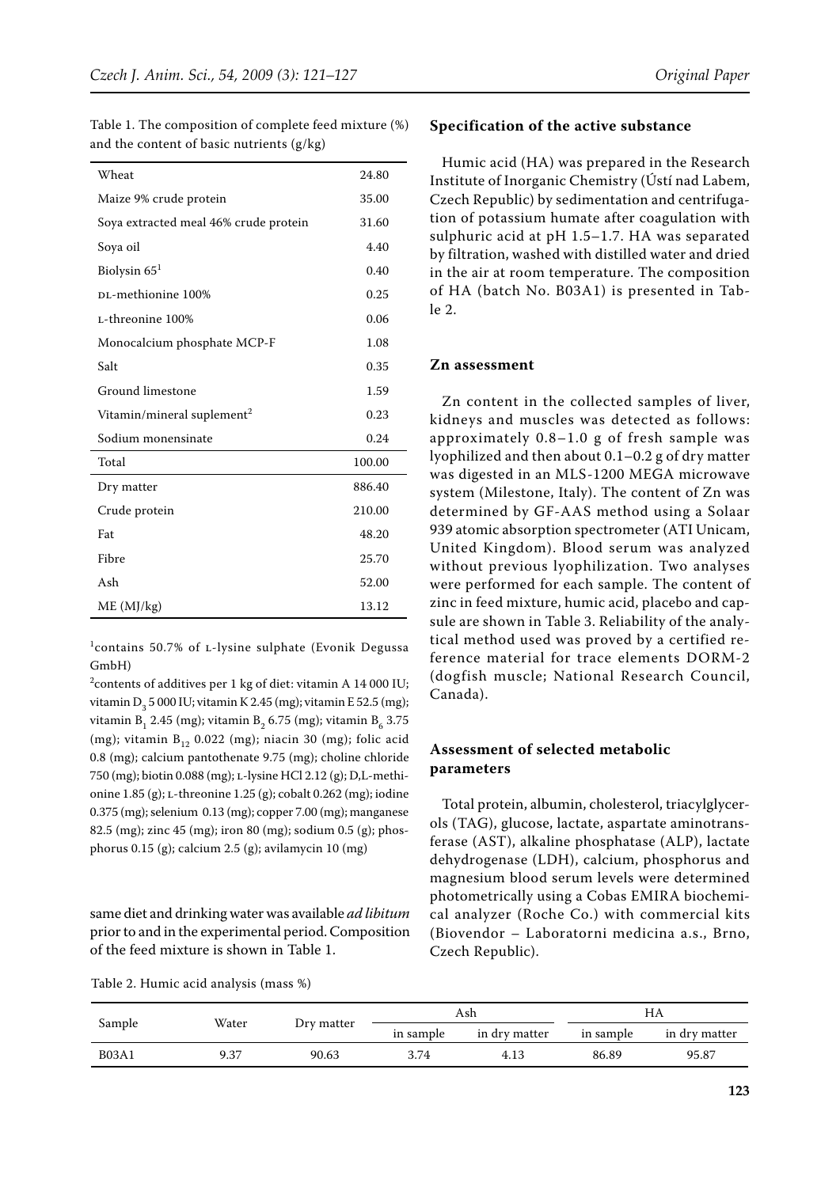Table 1. The composition of complete feed mixture (%) and the content of basic nutrients (g/kg)

| | |
|---|---|
| Wheat | 24.80 |
| Maize 9% crude protein | 35.00 |
| Soya extracted meal 46% crude protein | 31.60 |
| Soya oil | 4.40 |
| Biolysin 65[1] | 0.40 |
| DL-methionine 100% | 0.25 |
| L-threonine 100% | 0.06 |
| Monocalcium phosphate MCP-F | 1.08 |
| Salt | 0.35 |
| Ground limestone | 1.59 |
| Vitamin/mineral suplement[2] | 0.23 |
| Sodium monensinate | 0.24 |
| Total | 100.00 |
| Dry matter | 886.40 |
| Crude protein | 210.00 |
| Fat | 48.20 |
| Fibre | 25.70 |
| Ash | 52.00 |
| ME (MJ/kg) | 13.12 |

[1]contains 50.7% of L-lysine sulphate (Evonik Degussa GmbH)

[2]contents of additives per 1 kg of diet: vitamin A 14 000 IU; vitamin $D_3$ 5 000 IU; vitamin K 2.45 (mg); vitamin E 52.5 (mg); vitamin $B_1$ 2.45 (mg); vitamin $B_2$ 6.75 (mg); vitamin $B_6$ 3.75 (mg); vitamin $B_{12}$ 0.022 (mg); niacin 30 (mg); folic acid 0.8 (mg); calcium pantothenate 9.75 (mg); choline chloride 750 (mg); biotin 0.088 (mg); L-lysine HCl 2.12 (g); D,L-methionine 1.85 (g); L-threonine 1.25 (g); cobalt 0.262 (mg); iodine 0.375 (mg); selenium 0.13 (mg); copper 7.00 (mg); manganese 82.5 (mg); zinc 45 (mg); iron 80 (mg); sodium 0.5 (g); phosphorus 0.15 (g); calcium 2.5 (g); avilamycin 10 (mg)

same diet and drinking water was available *ad libitum* prior to and in the experimental period. Composition of the feed mixture is shown in Table 1.

### Specification of the active substance

Humic acid (HA) was prepared in the Research Institute of Inorganic Chemistry (Ústí nad Labem, Czech Republic) by sedimentation and centrifugation of potassium humate after coagulation with sulphuric acid at pH 1.5–1.7. HA was separated by filtration, washed with distilled water and dried in the air at room temperature. The composition of HA (batch No. B03A1) is presented in Table 2.

### Zn assessment

Zn content in the collected samples of liver, kidneys and muscles was detected as follows: approximately 0.8–1.0 g of fresh sample was lyophilized and then about 0.1–0.2 g of dry matter was digested in an MLS-1200 MEGA microwave system (Milestone, Italy). The content of Zn was determined by GF-AAS method using a Solaar 939 atomic absorption spectrometer (ATI Unicam, United Kingdom). Blood serum was analyzed without previous lyophilization. Two analyses were performed for each sample. The content of zinc in feed mixture, humic acid, placebo and capsule are shown in Table 3. Reliability of the analytical method used was proved by a certified reference material for trace elements DORM-2 (dogfish muscle; National Research Council, Canada).

### Assessment of selected metabolic parameters

Total protein, albumin, cholesterol, triacylglycerols (TAG), glucose, lactate, aspartate aminotransferase (AST), alkaline phosphatase (ALP), lactate dehydrogenase (LDH), calcium, phosphorus and magnesium blood serum levels were determined photometrically using a Cobas EMIRA biochemical analyzer (Roche Co.) with commercial kits (Biovendor – Laboratorni medicina a.s., Brno, Czech Republic).

Table 2. Humic acid analysis (mass %)

| Sample | Water | Dry matter | Ash | | HA | |
|---|---|---|---|---|---|---|
| | | | in sample | in dry matter | in sample | in dry matter |
| B03A1 | 9.37 | 90.63 | 3.74 | 4.13 | 86.89 | 95.87 |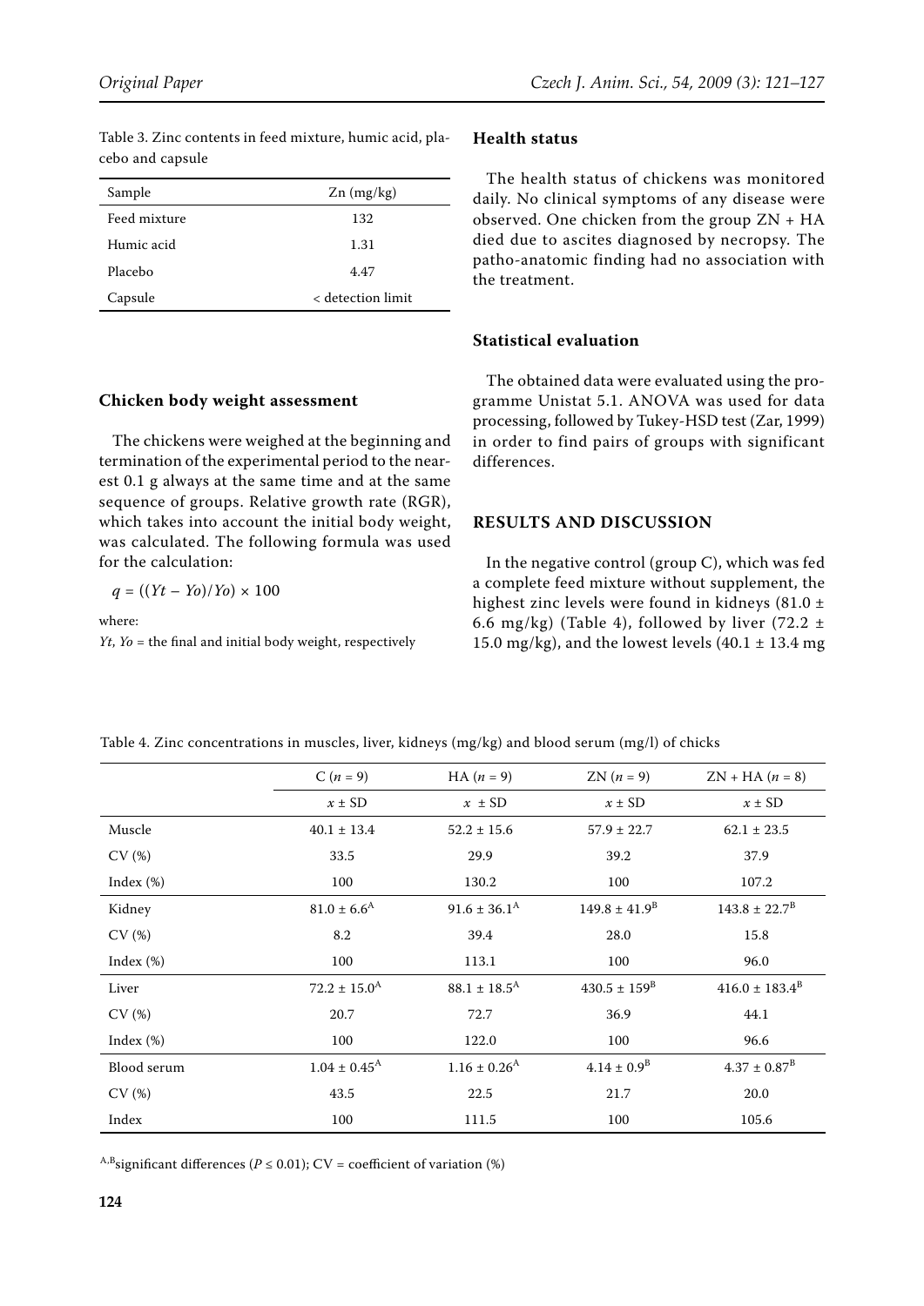Table 3. Zinc contents in feed mixture, humic acid, placebo and capsule

| Sample | Zn (mg/kg) |
|---|---|
| Feed mixture | 132 |
| Humic acid | 1.31 |
| Placebo | 4.47 |
| Capsule | < detection limit |

### Chicken body weight assessment

The chickens were weighed at the beginning and termination of the experimental period to the nearest 0.1 g always at the same time and at the same sequence of groups. Relative growth rate (RGR), which takes into account the initial body weight, was calculated. The following formula was used for the calculation:

$$q = ((Yt - Yo)/Yo) \times 100$$

where:

$Yt$, $Yo$ = the final and initial body weight, respectively

### Health status

The health status of chickens was monitored daily. No clinical symptoms of any disease were observed. One chicken from the group ZN + HA died due to ascites diagnosed by necropsy. The patho-anatomic finding had no association with the treatment.

### Statistical evaluation

The obtained data were evaluated using the programme Unistat 5.1. ANOVA was used for data processing, followed by Tukey-HSD test (Zar, 1999) in order to find pairs of groups with significant differences.

## RESULTS AND DISCUSSION

In the negative control (group C), which was fed a complete feed mixture without supplement, the highest zinc levels were found in kidneys (81.0 ± 6.6 mg/kg) (Table 4), followed by liver (72.2 ± 15.0 mg/kg), and the lowest levels (40.1 ± 13.4 mg

Table 4. Zinc concentrations in muscles, liver, kidneys (mg/kg) and blood serum (mg/l) of chicks

| | C ($n$ = 9) | HA ($n$ = 9) | ZN ($n$ = 9) | ZN + HA ($n$ = 8) |
|---|---|---|---|---|
| | $x$ ± SD | $x$ ± SD | $x$ ± SD | $x$ ± SD |
| Muscle | 40.1 ± 13.4 | 52.2 ± 15.6 | 57.9 ± 22.7 | 62.1 ± 23.5 |
| CV (%) | 33.5 | 29.9 | 39.2 | 37.9 |
| Index (%) | 100 | 130.2 | 100 | 107.2 |
| Kidney | 81.0 ± 6.6$^{A}$ | 91.6 ± 36.1$^{A}$ | 149.8 ± 41.9$^{B}$ | 143.8 ± 22.7$^{B}$ |
| CV (%) | 8.2 | 39.4 | 28.0 | 15.8 |
| Index (%) | 100 | 113.1 | 100 | 96.0 |
| Liver | 72.2 ± 15.0$^{A}$ | 88.1 ± 18.5$^{A}$ | 430.5 ± 159$^{B}$ | 416.0 ± 183.4$^{B}$ |
| CV (%) | 20.7 | 72.7 | 36.9 | 44.1 |
| Index (%) | 100 | 122.0 | 100 | 96.6 |
| Blood serum | 1.04 ± 0.45$^{A}$ | 1.16 ± 0.26$^{A}$ | 4.14 ± 0.9$^{B}$ | 4.37 ± 0.87$^{B}$ |
| CV (%) | 43.5 | 22.5 | 21.7 | 20.0 |
| Index | 100 | 111.5 | 100 | 105.6 |

$^{A,B}$significant differences ($P \leq 0.01$); CV = coefficient of variation (%)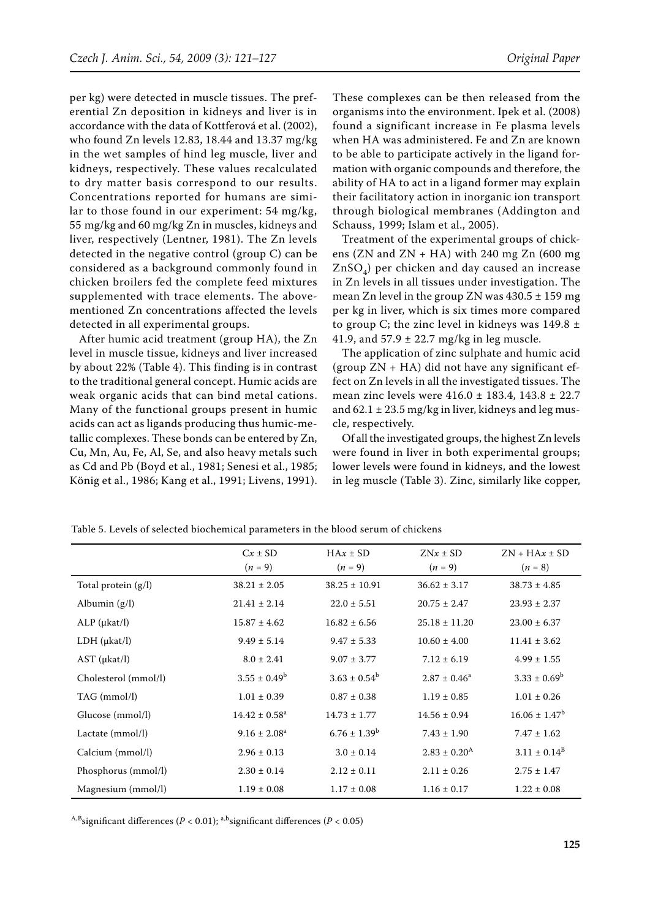per kg) were detected in muscle tissues. The preferential Zn deposition in kidneys and liver is in accordance with the data of Kottferová et al. (2002), who found Zn levels 12.83, 18.44 and 13.37 mg/kg in the wet samples of hind leg muscle, liver and kidneys, respectively. These values recalculated to dry matter basis correspond to our results. Concentrations reported for humans are similar to those found in our experiment: 54 mg/kg, 55 mg/kg and 60 mg/kg Zn in muscles, kidneys and liver, respectively (Lentner, 1981). The Zn levels detected in the negative control (group C) can be considered as a background commonly found in chicken broilers fed the complete feed mixtures supplemented with trace elements. The abovementioned Zn concentrations affected the levels detected in all experimental groups.

After humic acid treatment (group HA), the Zn level in muscle tissue, kidneys and liver increased by about 22% (Table 4). This finding is in contrast to the traditional general concept. Humic acids are weak organic acids that can bind metal cations. Many of the functional groups present in humic acids can act as ligands producing thus humic-metallic complexes. These bonds can be entered by Zn, Cu, Mn, Au, Fe, Al, Se, and also heavy metals such as Cd and Pb (Boyd et al., 1981; Senesi et al., 1985; König et al., 1986; Kang et al., 1991; Livens, 1991). These complexes can be then released from the organisms into the environment. Ipek et al. (2008) found a significant increase in Fe plasma levels when HA was administered. Fe and Zn are known to be able to participate actively in the ligand formation with organic compounds and therefore, the ability of HA to act in a ligand former may explain their facilitatory action in inorganic ion transport through biological membranes (Addington and Schauss, 1999; Islam et al., 2005).

Treatment of the experimental groups of chickens (ZN and ZN + HA) with 240 mg Zn (600 mg $ZnSO_4$) per chicken and day caused an increase in Zn levels in all tissues under investigation. The mean Zn level in the group ZN was 430.5 ± 159 mg per kg in liver, which is six times more compared to group C; the zinc level in kidneys was 149.8 ± 41.9, and 57.9 ± 22.7 mg/kg in leg muscle.

The application of zinc sulphate and humic acid (group ZN + HA) did not have any significant effect on Zn levels in all the investigated tissues. The mean zinc levels were 416.0 ± 183.4, 143.8 ± 22.7 and 62.1 ± 23.5 mg/kg in liver, kidneys and leg muscle, respectively.

Of all the investigated groups, the highest Zn levels were found in liver in both experimental groups; lower levels were found in kidneys, and the lowest in leg muscle (Table 3). Zinc, similarly like copper,

Table 5. Levels of selected biochemical parameters in the blood serum of chickens

| | $Cx$ ± SD ($n$ = 9) | HA$x$ ± SD ($n$ = 9) | ZN$x$ ± SD ($n$ = 9) | ZN + HA$x$ ± SD ($n$ = 8) |
|---|---|---|---|---|
| Total protein (g/l) | 38.21 ± 2.05 | 38.25 ± 10.91 | 36.62 ± 3.17 | 38.73 ± 4.85 |
| Albumin (g/l) | 21.41 ± 2.14 | 22.0 ± 5.51 | 20.75 ± 2.47 | 23.93 ± 2.37 |
| ALP (µkat/l) | 15.87 ± 4.62 | 16.82 ± 6.56 | 25.18 ± 11.20 | 23.00 ± 6.37 |
| LDH (µkat/l) | 9.49 ± 5.14 | 9.47 ± 5.33 | 10.60 ± 4.00 | 11.41 ± 3.62 |
| AST (µkat/l) | 8.0 ± 2.41 | 9.07 ± 3.77 | 7.12 ± 6.19 | 4.99 ± 1.55 |
| Cholesterol (mmol/l) | 3.55 ± 0.49[b] | 3.63 ± 0.54[b] | 2.87 ± 0.46[a] | 3.33 ± 0.69[b] |
| TAG (mmol/l) | 1.01 ± 0.39 | 0.87 ± 0.38 | 1.19 ± 0.85 | 1.01 ± 0.26 |
| Glucose (mmol/l) | 14.42 ± 0.58[a] | 14.73 ± 1.77 | 14.56 ± 0.94 | 16.06 ± 1.47[b] |
| Lactate (mmol/l) | 9.16 ± 2.08[a] | 6.76 ± 1.39[b] | 7.43 ± 1.90 | 7.47 ± 1.62 |
| Calcium (mmol/l) | 2.96 ± 0.13 | 3.0 ± 0.14 | 2.83 ± 0.20[A] | 3.11 ± 0.14[B] |
| Phosphorus (mmol/l) | 2.30 ± 0.14 | 2.12 ± 0.11 | 2.11 ± 0.26 | 2.75 ± 1.47 |
| Magnesium (mmol/l) | 1.19 ± 0.08 | 1.17 ± 0.08 | 1.16 ± 0.17 | 1.22 ± 0.08 |

[A,B]significant differences ($P < 0.01$); [a,b]significant differences ($P < 0.05$)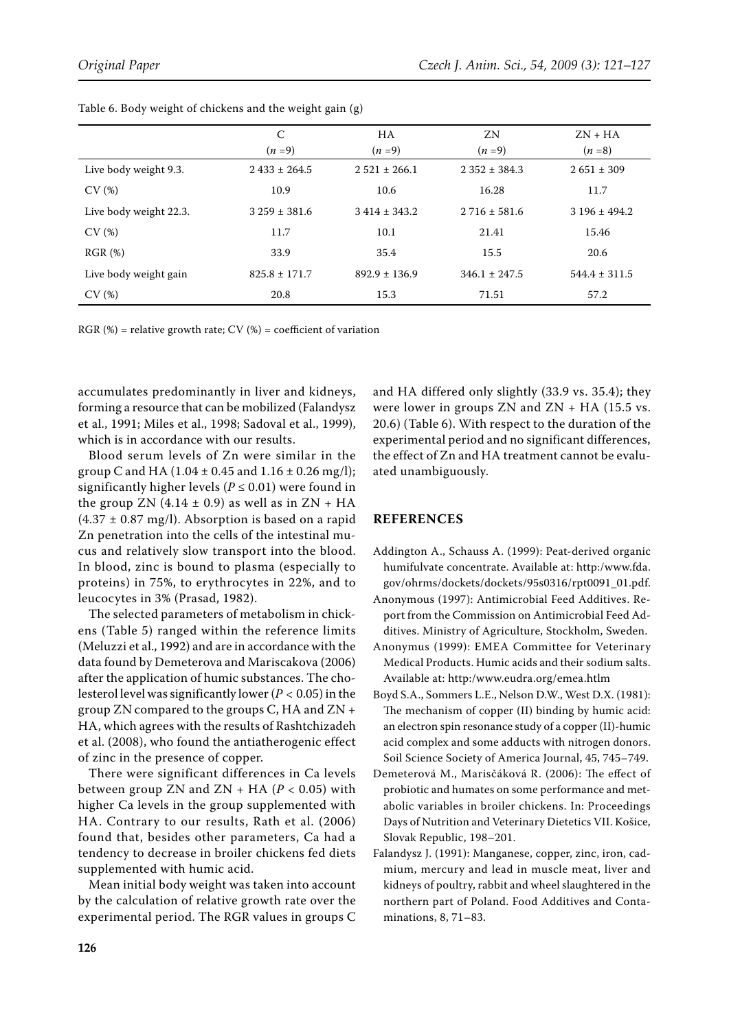Table 6. Body weight of chickens and the weight gain (g)

| | C<br>(*n* =9) | HA<br>(*n* =9) | ZN<br>(*n* =9) | ZN + HA<br>(*n* =8) |
|---|---|---|---|---|
| Live body weight 9.3. | 2 433 ± 264.5 | 2 521 ± 266.1 | 2 352 ± 384.3 | 2 651 ± 309 |
| CV (%) | 10.9 | 10.6 | 16.28 | 11.7 |
| Live body weight 22.3. | 3 259 ± 381.6 | 3 414 ± 343.2 | 2 716 ± 581.6 | 3 196 ± 494.2 |
| CV (%) | 11.7 | 10.1 | 21.41 | 15.46 |
| RGR (%) | 33.9 | 35.4 | 15.5 | 20.6 |
| Live body weight gain | 825.8 ± 171.7 | 892.9 ± 136.9 | 346.1 ± 247.5 | 544.4 ± 311.5 |
| CV (%) | 20.8 | 15.3 | 71.51 | 57.2 |

RGR (%) = relative growth rate; CV (%) = coefficient of variation

accumulates predominantly in liver and kidneys, forming a resource that can be mobilized (Falandysz et al., 1991; Miles et al., 1998; Sadoval et al., 1999), which is in accordance with our results.

Blood serum levels of Zn were similar in the group C and HA (1.04 ± 0.45 and 1.16 ± 0.26 mg/l); significantly higher levels ($P \leq 0.01$) were found in the group ZN (4.14 ± 0.9) as well as in ZN + HA (4.37 ± 0.87 mg/l). Absorption is based on a rapid Zn penetration into the cells of the intestinal mucus and relatively slow transport into the blood. In blood, zinc is bound to plasma (especially to proteins) in 75%, to erythrocytes in 22%, and to leucocytes in 3% (Prasad, 1982).

The selected parameters of metabolism in chickens (Table 5) ranged within the reference limits (Meluzzi et al., 1992) and are in accordance with the data found by Demeterova and Mariscakova (2006) after the application of humic substances. The cholesterol level was significantly lower ($P < 0.05$) in the group ZN compared to the groups C, HA and ZN + HA, which agrees with the results of Rashtchizadeh et al. (2008), who found the antiatherogenic effect of zinc in the presence of copper.

There were significant differences in Ca levels between group ZN and ZN + HA ($P < 0.05$) with higher Ca levels in the group supplemented with HA. Contrary to our results, Rath et al. (2006) found that, besides other parameters, Ca had a tendency to decrease in broiler chickens fed diets supplemented with humic acid.

Mean initial body weight was taken into account by the calculation of relative growth rate over the experimental period. The RGR values in groups C and HA differed only slightly (33.9 vs. 35.4); they were lower in groups ZN and ZN + HA (15.5 vs. 20.6) (Table 6). With respect to the duration of the experimental period and no significant differences, the effect of Zn and HA treatment cannot be evaluated unambiguously.

## REFERENCES

Addington A., Schauss A. (1999): Peat-derived organic humifulvate concentrate. Available at: http:/www.fda.gov/ohrms/dockets/dockets/95s0316/rpt0091_01.pdf.

Anonymous (1997): Antimicrobial Feed Additives. Report from the Commission on Antimicrobial Feed Additives. Ministry of Agriculture, Stockholm, Sweden.

Anonymus (1999): EMEA Committee for Veterinary Medical Products. Humic acids and their sodium salts. Available at: http:/www.eudra.org/emea.htlm

Boyd S.A., Sommers L.E., Nelson D.W., West D.X. (1981): The mechanism of copper (II) binding by humic acid: an electron spin resonance study of a copper (II)-humic acid complex and some adducts with nitrogen donors. Soil Science Society of America Journal, 45, 745–749.

Demeterová M., Mariščáková R. (2006): The effect of probiotic and humates on some performance and metabolic variables in broiler chickens. In: Proceedings Days of Nutrition and Veterinary Dietetics VII. Košice, Slovak Republic, 198–201.

Falandysz J. (1991): Manganese, copper, zinc, iron, cadmium, mercury and lead in muscle meat, liver and kidneys of poultry, rabbit and wheel slaughtered in the northern part of Poland. Food Additives and Contaminations, 8, 71–83.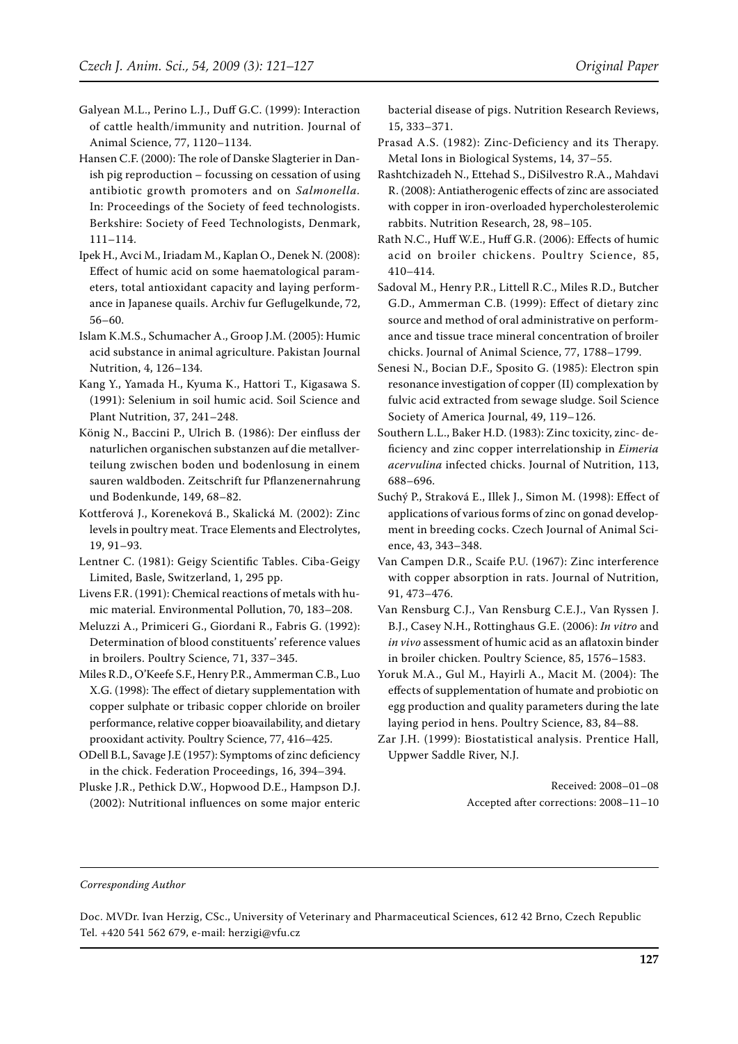Galyean M.L., Perino L.J., Duff G.C. (1999): Interaction of cattle health/immunity and nutrition. Journal of Animal Science, 77, 1120–1134.

Hansen C.F. (2000): The role of Danske Slagterier in Danish pig reproduction – focussing on cessation of using antibiotic growth promoters and on *Salmonella*. In: Proceedings of the Society of feed technologists. Berkshire: Society of Feed Technologists, Denmark, 111–114.

Ipek H., Avci M., Iriadam M., Kaplan O., Denek N. (2008): Effect of humic acid on some haematological parameters, total antioxidant capacity and laying performance in Japanese quails. Archiv fur Geflugelkunde, 72, 56–60.

Islam K.M.S., Schumacher A., Groop J.M. (2005): Humic acid substance in animal agriculture. Pakistan Journal Nutrition, 4, 126–134.

Kang Y., Yamada H., Kyuma K., Hattori T., Kigasawa S. (1991): Selenium in soil humic acid. Soil Science and Plant Nutrition, 37, 241–248.

König N., Baccini P., Ulrich B. (1986): Der einfluss der naturlichen organischen substanzen auf die metallverteilung zwischen boden und bodenlosung in einem sauren waldboden. Zeitschrift fur Pflanzenernahrung und Bodenkunde, 149, 68–82.

Kottferová J., Koreneková B., Skalická M. (2002): Zinc levels in poultry meat. Trace Elements and Electrolytes, 19, 91–93.

Lentner C. (1981): Geigy Scientific Tables. Ciba-Geigy Limited, Basle, Switzerland, 1, 295 pp.

Livens F.R. (1991): Chemical reactions of metals with humic material. Environmental Pollution, 70, 183–208.

Meluzzi A., Primiceri G., Giordani R., Fabris G. (1992): Determination of blood constituents' reference values in broilers. Poultry Science, 71, 337–345.

Miles R.D., O'Keefe S.F., Henry P.R., Ammerman C.B., Luo X.G. (1998): The effect of dietary supplementation with copper sulphate or tribasic copper chloride on broiler performance, relative copper bioavailability, and dietary prooxidant activity. Poultry Science, 77, 416–425.

ODell B.L, Savage J.E (1957): Symptoms of zinc deficiency in the chick. Federation Proceedings, 16, 394–394.

Pluske J.R., Pethick D.W., Hopwood D.E., Hampson D.J. (2002): Nutritional influences on some major enteric bacterial disease of pigs. Nutrition Research Reviews, 15, 333–371.

Prasad A.S. (1982): Zinc-Deficiency and its Therapy. Metal Ions in Biological Systems, 14, 37–55.

Rashtchizadeh N., Ettehad S., DiSilvestro R.A., Mahdavi R. (2008): Antiatherogenic effects of zinc are associated with copper in iron-overloaded hypercholesterolemic rabbits. Nutrition Research, 28, 98–105.

Rath N.C., Huff W.E., Huff G.R. (2006): Effects of humic acid on broiler chickens. Poultry Science, 85, 410–414.

Sadoval M., Henry P.R., Littell R.C., Miles R.D., Butcher G.D., Ammerman C.B. (1999): Effect of dietary zinc source and method of oral administrative on performance and tissue trace mineral concentration of broiler chicks. Journal of Animal Science, 77, 1788–1799.

Senesi N., Bocian D.F., Sposito G. (1985): Electron spin resonance investigation of copper (II) complexation by fulvic acid extracted from sewage sludge. Soil Science Society of America Journal, 49, 119–126.

Southern L.L., Baker H.D. (1983): Zinc toxicity, zinc- deficiency and zinc copper interrelationship in *Eimeria acervulina* infected chicks. Journal of Nutrition, 113, 688–696.

Suchý P., Straková E., Illek J., Simon M. (1998): Effect of applications of various forms of zinc on gonad development in breeding cocks. Czech Journal of Animal Science, 43, 343–348.

Van Campen D.R., Scaife P.U. (1967): Zinc interference with copper absorption in rats. Journal of Nutrition, 91, 473–476.

Van Rensburg C.J., Van Rensburg C.E.J., Van Ryssen J. B.J., Casey N.H., Rottinghaus G.E. (2006): *In vitro* and *in vivo* assessment of humic acid as an aflatoxin binder in broiler chicken. Poultry Science, 85, 1576–1583.

Yoruk M.A., Gul M., Hayirli A., Macit M. (2004): The effects of supplementation of humate and probiotic on egg production and quality parameters during the late laying period in hens. Poultry Science, 83, 84–88.

Zar J.H. (1999): Biostatistical analysis. Prentice Hall, Uppwer Saddle River, N.J.

Received: 2008–01–08
Accepted after corrections: 2008–11–10

*Corresponding Author*

Doc. MVDr. Ivan Herzig, CSc., University of Veterinary and Pharmaceutical Sciences, 612 42 Brno, Czech Republic
Tel. +420 541 562 679, e-mail: herzigi@vfu.cz